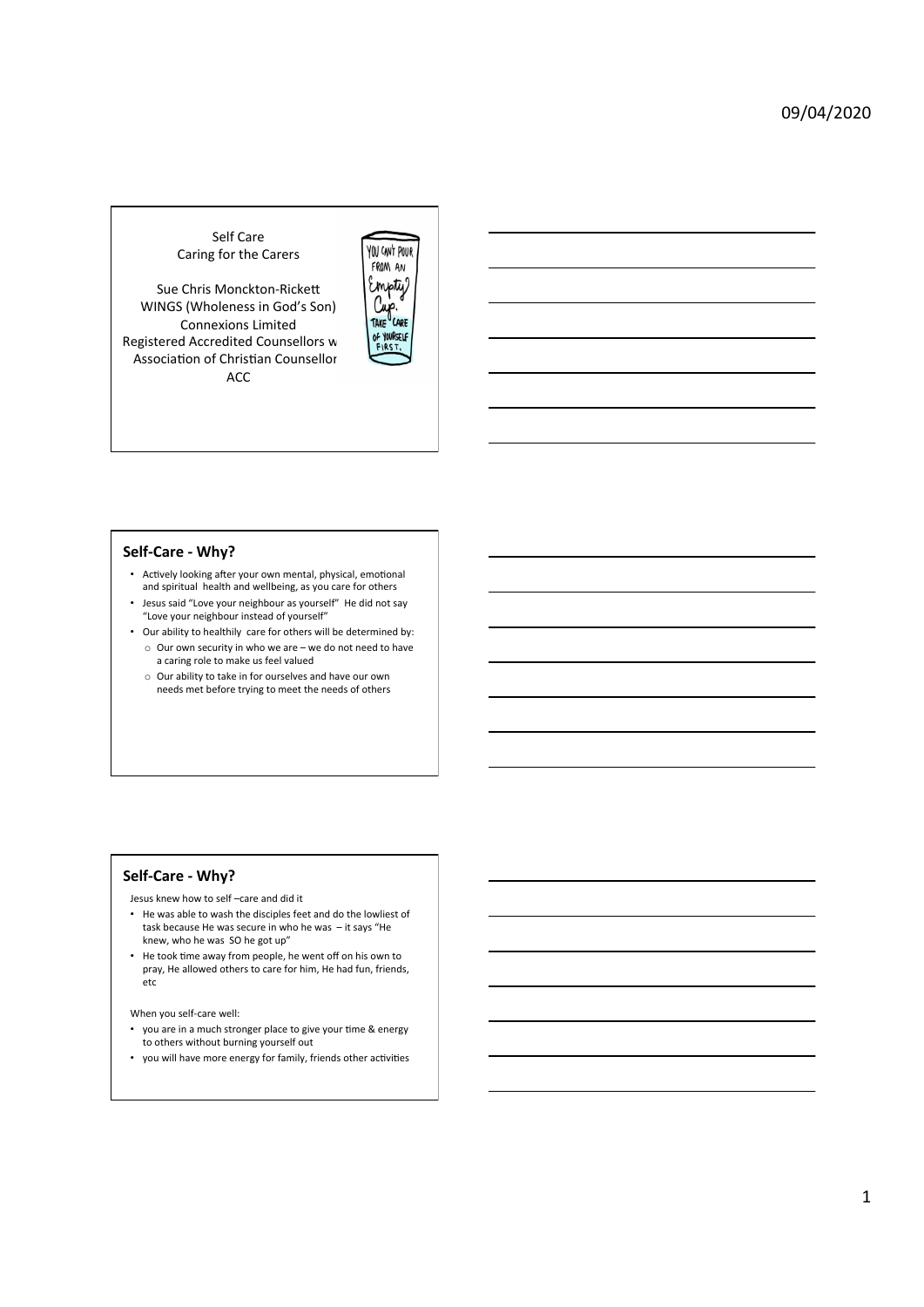Self Care
Caring for the Carers

Sue Chris Monckton-Rickett
WINGS (Wholeness in God's Son)
Connexions Limited
Registered Accredited Counsellors w
Association of Christian Counsellor
ACC

## Self-Care - Why?

- Actively looking after your own mental, physical, emotional and spiritual health and wellbeing, as you care for others
- Jesus said "Love your neighbour as yourself" He did not say "Love your neighbour instead of yourself"
- Our ability to healthily care for others will be determined by:
  - Our own security in who we are – we do not need to have a caring role to make us feel valued
  - Our ability to take in for ourselves and have our own needs met before trying to meet the needs of others

## Self-Care - Why?

Jesus knew how to self –care and did it

- He was able to wash the disciples feet and do the lowliest of task because He was secure in who he was – it says "He knew, who he was SO he got up"
- He took time away from people, he went off on his own to pray, He allowed others to care for him, He had fun, friends, etc

When you self-care well:

- you are in a much stronger place to give your time & energy to others without burning yourself out
- you will have more energy for family, friends other activities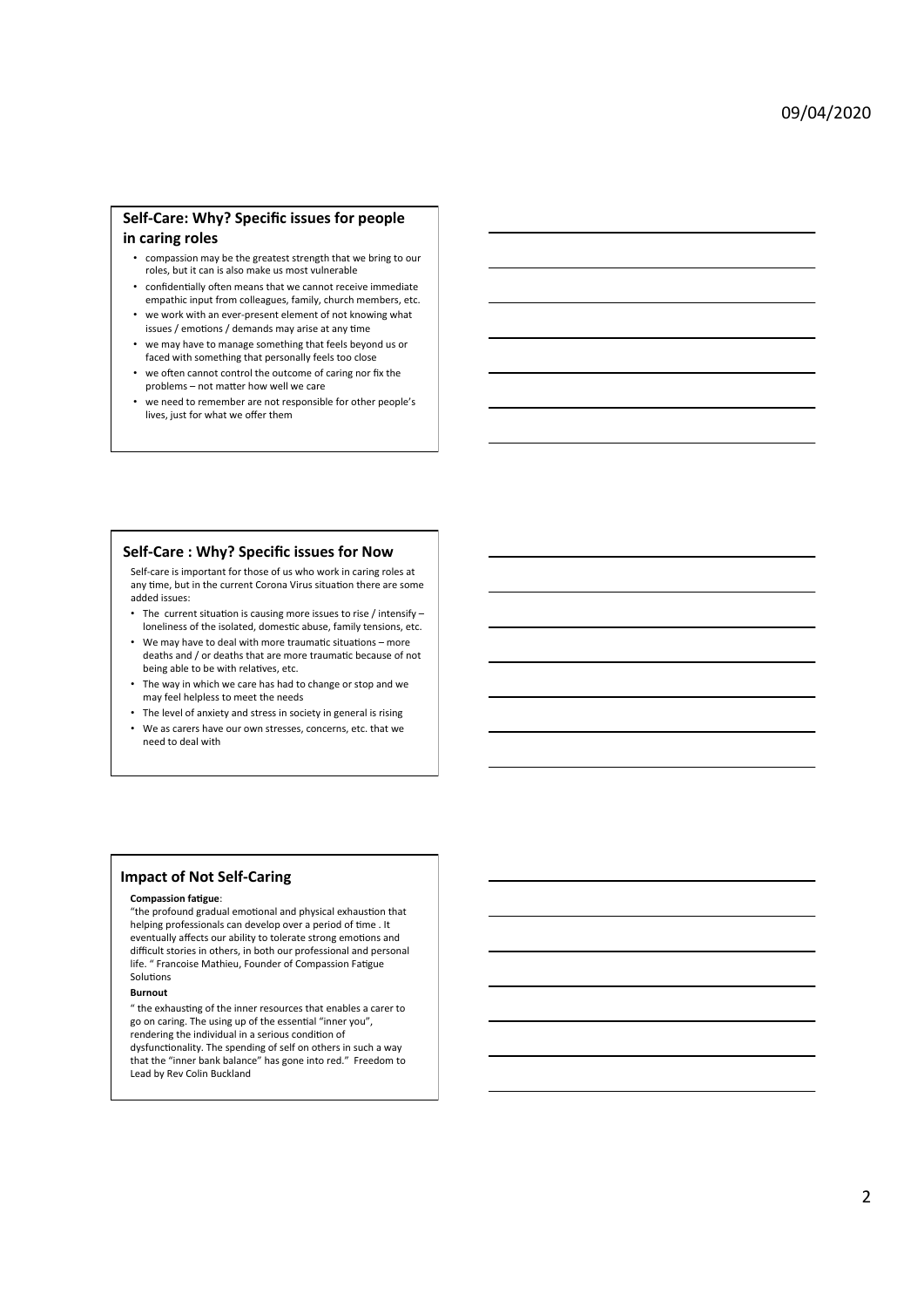## Self-Care: Why? Specific issues for people in caring roles

- compassion may be the greatest strength that we bring to our roles, but it can is also make us most vulnerable
- confidentially often means that we cannot receive immediate empathic input from colleagues, family, church members, etc.
- we work with an ever-present element of not knowing what issues / emotions / demands may arise at any time
- we may have to manage something that feels beyond us or faced with something that personally feels too close
- we often cannot control the outcome of caring nor fix the problems – not matter how well we care
- we need to remember are not responsible for other people's lives, just for what we offer them

## Self-Care : Why? Specific issues for Now

Self-care is important for those of us who work in caring roles at any time, but in the current Corona Virus situation there are some added issues:

- The current situation is causing more issues to rise / intensify – loneliness of the isolated, domestic abuse, family tensions, etc.
- We may have to deal with more traumatic situations – more deaths and / or deaths that are more traumatic because of not being able to be with relatives, etc.
- The way in which we care has had to change or stop and we may feel helpless to meet the needs
- The level of anxiety and stress in society in general is rising
- We as carers have our own stresses, concerns, etc. that we need to deal with

## Impact of Not Self-Caring

**Compassion fatigue**:

"the profound gradual emotional and physical exhaustion that helping professionals can develop over a period of time . It eventually affects our ability to tolerate strong emotions and difficult stories in others, in both our professional and personal life. " Francoise Mathieu, Founder of Compassion Fatigue Solutions

**Burnout**

" the exhausting of the inner resources that enables a carer to go on caring. The using up of the essential "inner you", rendering the individual in a serious condition of dysfunctionality. The spending of self on others in such a way that the "inner bank balance" has gone into red." Freedom to Lead by Rev Colin Buckland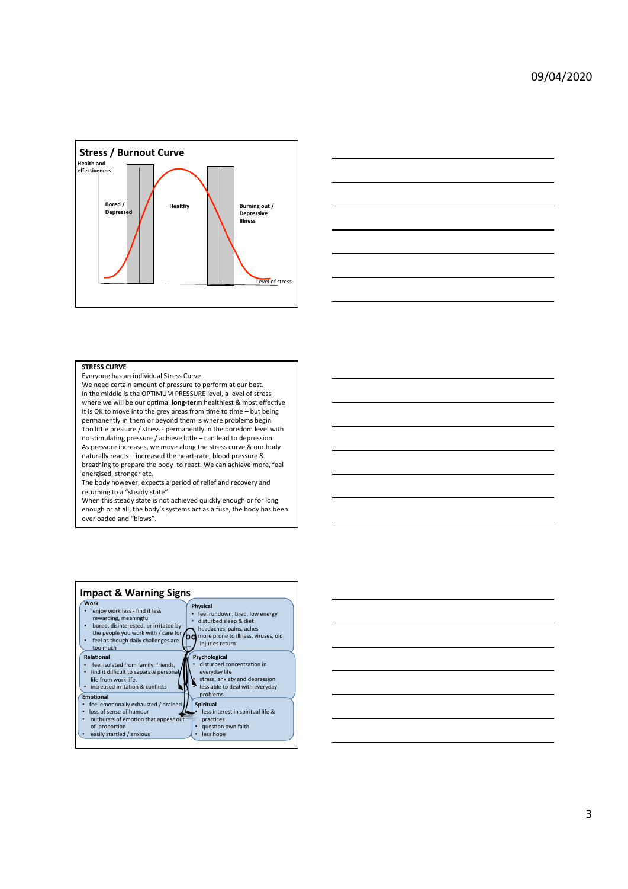## Stress / Burnout Curve

Health and effectiveness

Bored / Depressed

Healthy

Burning out / Depressive Illness

Level of stress

**STRESS CURVE**

Everyone has an individual Stress Curve

We need certain amount of pressure to perform at our best.

In the middle is the OPTIMUM PRESSURE level, a level of stress where we will be our optimal **long-term** healthiest & most effective

It is OK to move into the grey areas from time to time – but being permanently in them or beyond them is where problems begin

Too little pressure / stress - permanently in the boredom level with no stimulating pressure / achieve little – can lead to depression.

As pressure increases, we move along the stress curve & our body naturally reacts – increased the heart-rate, blood pressure & breathing to prepare the body to react. We can achieve more, feel energised, stronger etc.

The body however, expects a period of relief and recovery and returning to a "steady state"

When this steady state is not achieved quickly enough or for long enough or at all, the body's systems act as a fuse, the body has been overloaded and "blows".

## Impact & Warning Signs

**Work**
- enjoy work less - find it less rewarding, meaningful
- bored, disinterested, or irritated by the people you work with / care for
- feel as though daily challenges are too much

**Physical**
- feel rundown, tired, low energy
- disturbed sleep & diet
- headaches, pains, aches
- more prone to illness, viruses, old injuries return

**Relational**
- feel isolated from family, friends,
- find it difficult to separate personal life from work life.
- increased irritation & conflicts

**Psychological**
- disturbed concentration in everyday life
- stress, anxiety and depression
- less able to deal with everyday problems

**Emotional**
- feel emotionally exhausted / drained
- loss of sense of humour
- outbursts of emotion that appear out of proportion
- easily startled / anxious

**Spiritual**
- less interest in spiritual life & practices
- question own faith
- less hope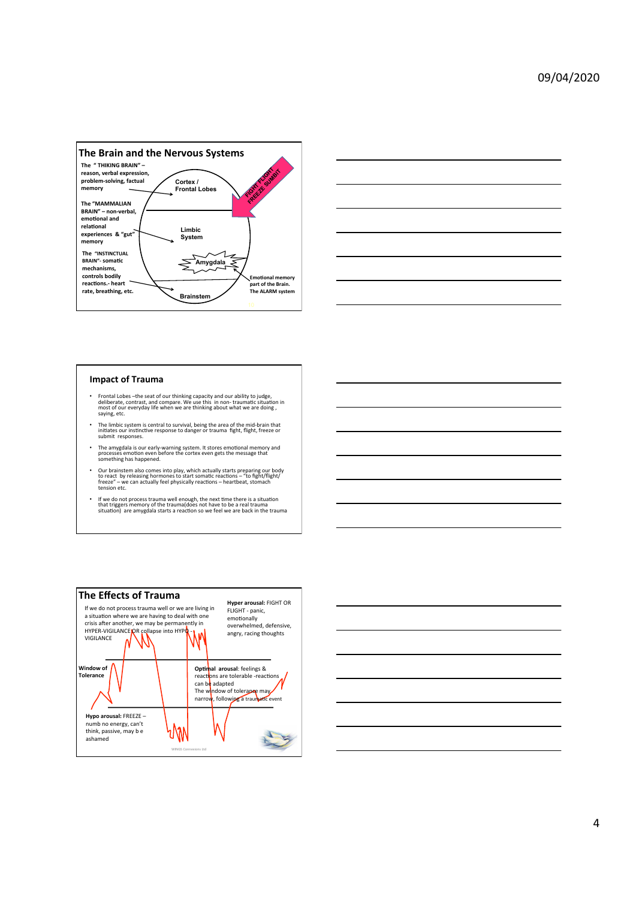## The Brain and the Nervous Systems

The " THINKING BRAIN" – reason, verbal expression, problem-solving, factual memory

Cortex / Frontal Lobes

FIGHT FLIGHT FREEZE SUBMIT

The "MAMMALIAN BRAIN" – non-verbal, emotional and relational experiences & "gut" memory

Limbic System

The "INSTINCTUAL BRAIN"- somatic mechanisms, controls bodily reactions.- heart rate, breathing, etc.

Amygdala

Emotional memory part of the Brain. The ALARM system

Brainstem

## Impact of Trauma

- Frontal Lobes –the seat of our thinking capacity and our ability to judge, deliberate, contrast, and compare. We use this in non- traumatic situation in most of our everyday life when we are thinking about what we are doing , saying, etc.
- The limbic system is central to survival, being the area of the mid-brain that initiates our instinctive response to danger or trauma fight, flight, freeze or submit responses.
- The amygdala is our early-warning system. It stores emotional memory and processes emotion even before the cortex even gets the message that something has happened.
- Our brainstem also comes into play, which actually starts preparing our body to react by releasing hormones to start somatic reactions – "to fight/flight/ freeze" – we can actually feel physically reactions – heartbeat, stomach tension etc.
- If we do not process trauma well enough, the next time there is a situation that triggers memory of the trauma(does not have to be a real trauma situation) are amygdala starts a reaction so we feel we are back in the trauma

## The Effects of Trauma

If we do not process trauma well or we are living in a situation where we are having to deal with one crisis after another, we may be permanently in HYPER-VIGILANCE OR collapse into HYPO - VIGILANCE

**Hyper arousal:** FIGHT OR FLIGHT - panic, emotionally overwhelmed, defensive, angry, racing thoughts

**Window of Tolerance**

**Optimal arousal**: feelings & reactions are tolerable -reactions can be adapted
The window of tolerance may narrow, following a traumatic event

**Hypo arousal:** FREEZE – numb no energy, can't think, passive, may b e ashamed

WINGS Connexions Ltd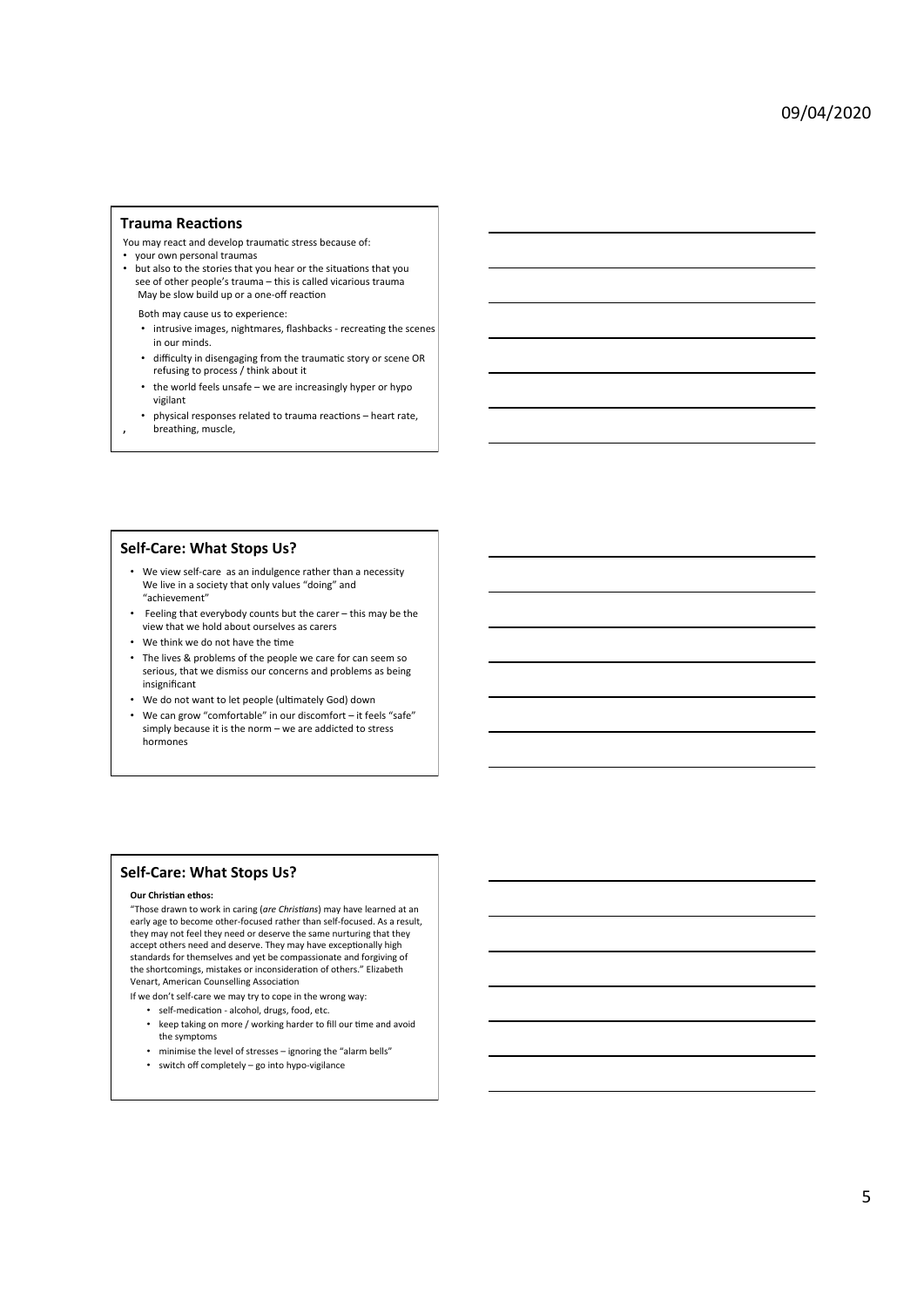## Trauma Reactions

You may react and develop traumatic stress because of:

- your own personal traumas
- but also to the stories that you hear or the situations that you see of other people's trauma – this is called vicarious trauma
  May be slow build up or a one-off reaction

Both may cause us to experience:

- intrusive images, nightmares, flashbacks - recreating the scenes in our minds.
- difficulty in disengaging from the traumatic story or scene OR refusing to process / think about it
- the world feels unsafe – we are increasingly hyper or hypo vigilant
- physical responses related to trauma reactions – heart rate, breathing, muscle,

## Self-Care: What Stops Us?

- We view self-care as an indulgence rather than a necessity
  We live in a society that only values "doing" and "achievement"
- Feeling that everybody counts but the carer – this may be the view that we hold about ourselves as carers
- We think we do not have the time
- The lives & problems of the people we care for can seem so serious, that we dismiss our concerns and problems as being insignificant
- We do not want to let people (ultimately God) down
- We can grow "comfortable" in our discomfort – it feels "safe" simply because it is the norm – we are addicted to stress hormones

## Self-Care: What Stops Us?

**Our Christian ethos:**

"Those drawn to work in caring (*are Christians*) may have learned at an early age to become other-focused rather than self-focused. As a result, they may not feel they need or deserve the same nurturing that they accept others need and deserve. They may have exceptionally high standards for themselves and yet be compassionate and forgiving of the shortcomings, mistakes or inconsideration of others." Elizabeth Venart, American Counselling Association

If we don't self-care we may try to cope in the wrong way:

- self-medication - alcohol, drugs, food, etc.
- keep taking on more / working harder to fill our time and avoid the symptoms
- minimise the level of stresses – ignoring the "alarm bells"
- switch off completely – go into hypo-vigilance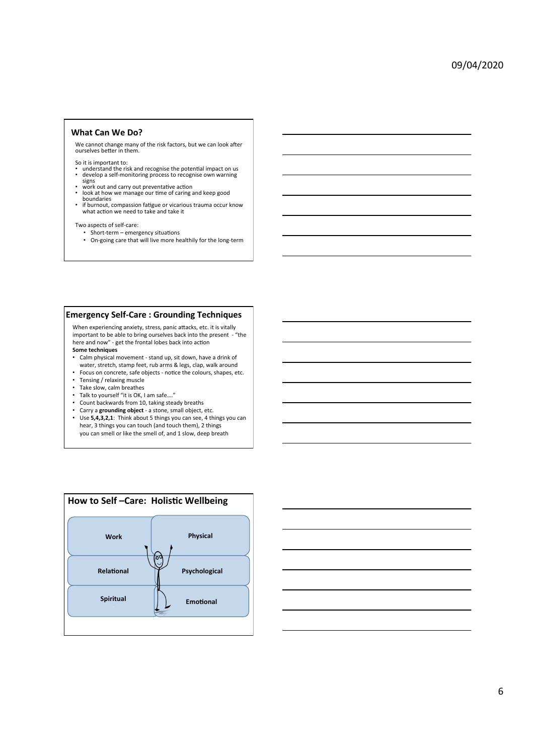## What Can We Do?

We cannot change many of the risk factors, but we can look after ourselves better in them.

So it is important to:

- understand the risk and recognise the potential impact on us
- develop a self-monitoring process to recognise own warning signs
- work out and carry out preventative action
- look at how we manage our time of caring and keep good boundaries
- if burnout, compassion fatigue or vicarious trauma occur know what action we need to take and take it

Two aspects of self-care:

- Short-term – emergency situations
- On-going care that will live more healthily for the long-term

## Emergency Self-Care : Grounding Techniques

When experiencing anxiety, stress, panic attacks, etc. it is vitally important to be able to bring ourselves back into the present - "the here and now" - get the frontal lobes back into action

**Some techniques**

- Calm physical movement - stand up, sit down, have a drink of water, stretch, stamp feet, rub arms & legs, clap, walk around
- Focus on concrete, safe objects - notice the colours, shapes, etc.
- Tensing / relaxing muscle
- Take slow, calm breathes
- Talk to yourself "it is OK, I am safe…."
- Count backwards from 10, taking steady breaths
- Carry a **grounding object** - a stone, small object, etc.
- Use **5,4,3,2,1**: Think about 5 things you can see, 4 things you can hear, 3 things you can touch (and touch them), 2 things you can smell or like the smell of, and 1 slow, deep breath

## How to Self –Care: Holistic Wellbeing

- Work
- Physical
- Relational
- Psychological
- Spiritual
- Emotional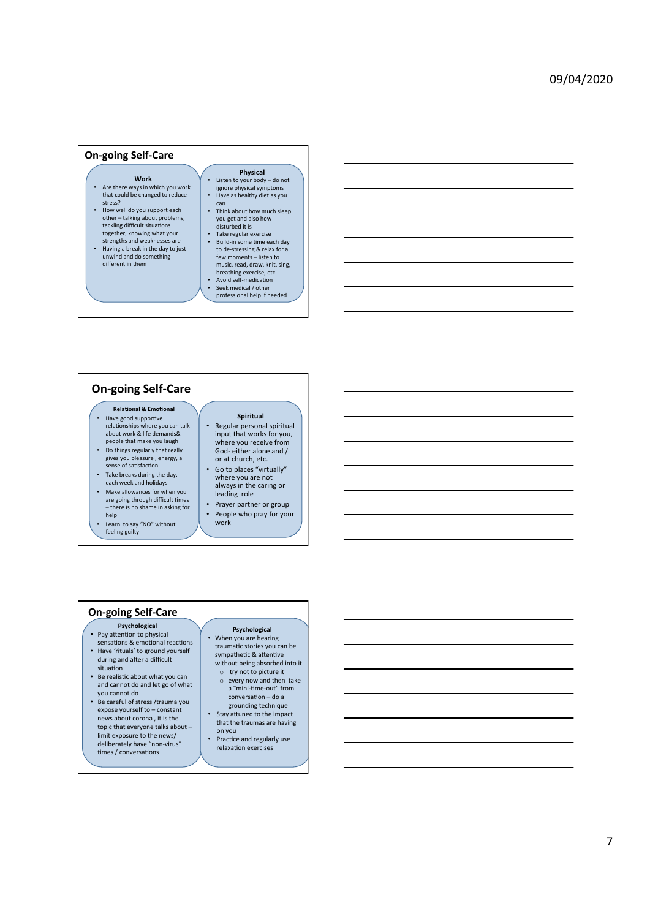## On-going Self-Care

### Work

- Are there ways in which you work that could be changed to reduce stress?
- How well do you support each other – talking about problems, tackling difficult situations together, knowing what your strengths and weaknesses are
- Having a break in the day to just unwind and do something different in them

### Physical

- Listen to your body – do not ignore physical symptoms
- Have as healthy diet as you can
- Think about how much sleep you get and also how disturbed it is
- Take regular exercise
- Build-in some time each day to de-stressing & relax for a few moments – listen to music, read, draw, knit, sing, breathing exercise, etc.
- Avoid self-medication
- Seek medical / other professional help if needed

## On-going Self-Care

### Relational & Emotional

- Have good supportive relationships where you can talk about work & life demands& people that make you laugh
- Do things regularly that really gives you pleasure , energy, a sense of satisfaction
- Take breaks during the day, each week and holidays
- Make allowances for when you are going through difficult times – there is no shame in asking for help
- Learn to say "NO" without feeling guilty

### Spiritual

- Regular personal spiritual input that works for you, where you receive from God- either alone and / or at church, etc.
- Go to places "virtually" where you are not always in the caring or leading role
- Prayer partner or group
- People who pray for your work

## On-going Self-Care

### Psychological

- Pay attention to physical sensations & emotional reactions
- Have 'rituals' to ground yourself during and after a difficult situation
- Be realistic about what you can and cannot do and let go of what you cannot do
- Be careful of stress /trauma you expose yourself to – constant news about corona , it is the topic that everyone talks about – limit exposure to the news/ deliberately have "non-virus" times / conversations

### Psychological

- When you are hearing traumatic stories you can be sympathetic & attentive without being absorbed into it
  - try not to picture it
  - every now and then take a "mini-time-out" from conversation – do a grounding technique
- Stay attuned to the impact that the traumas are having on you
- Practice and regularly use relaxation exercises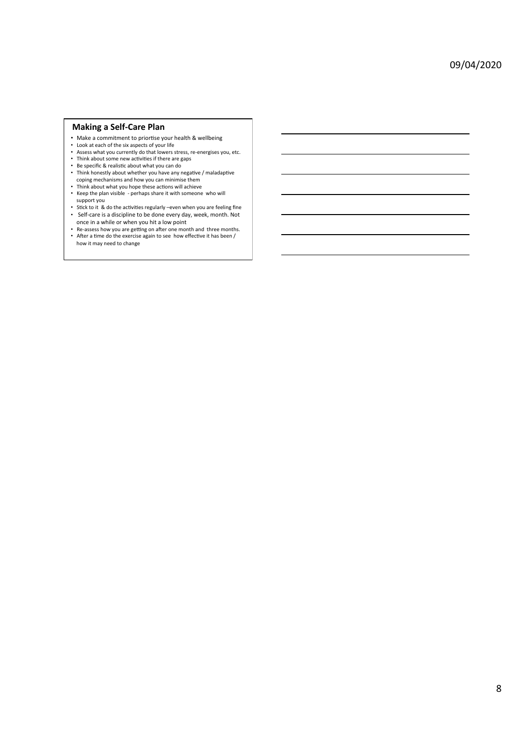## Making a Self-Care Plan

- Make a commitment to priortise your health & wellbeing
- Look at each of the six aspects of your life
- Assess what you currently do that lowers stress, re-energises you, etc.
- Think about some new activities if there are gaps
- Be specific & realistic about what you can do
- Think honestly about whether you have any negative / maladaptive coping mechanisms and how you can minimise them
- Think about what you hope these actions will achieve
- Keep the plan visible - perhaps share it with someone who will support you
- Stick to it & do the activities regularly –even when you are feeling fine
- Self-care is a discipline to be done every day, week, month. Not once in a while or when you hit a low point
- Re-assess how you are getting on after one month and three months.
- After a time do the exercise again to see how effective it has been / how it may need to change